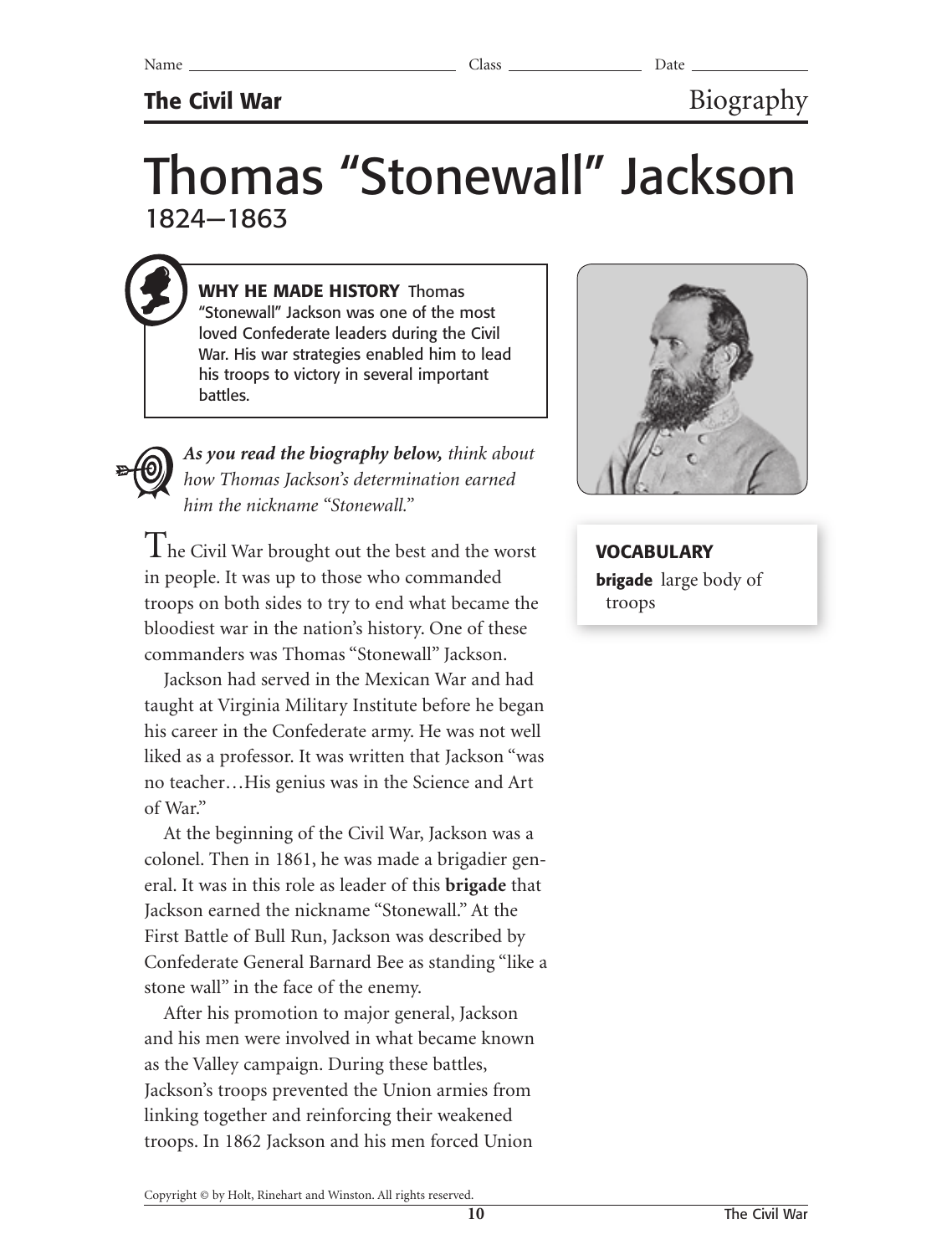Name ______________________ Class ______________ Date ____________

**The Civil War** Biography

# Thomas "Stonewall" Jackson

1824–1863

> **WHY HE MADE HISTORY** Thomas "Stonewall" Jackson was one of the most loved Confederate leaders during the Civil War. His war strategies enabled him to lead his troops to victory in several important battles.

***As you read the biography below,*** *think about how Thomas Jackson's determination earned him the nickname "Stonewall."*

The Civil War brought out the best and the worst in people. It was up to those who commanded troops on both sides to try to end what became the bloodiest war in the nation's history. One of these commanders was Thomas "Stonewall" Jackson.

Jackson had served in the Mexican War and had taught at Virginia Military Institute before he began his career in the Confederate army. He was not well liked as a professor. It was written that Jackson "was no teacher…His genius was in the Science and Art of War."

At the beginning of the Civil War, Jackson was a colonel. Then in 1861, he was made a brigadier general. It was in this role as leader of this **brigade** that Jackson earned the nickname "Stonewall." At the First Battle of Bull Run, Jackson was described by Confederate General Barnard Bee as standing "like a stone wall" in the face of the enemy.

After his promotion to major general, Jackson and his men were involved in what became known as the Valley campaign. During these battles, Jackson's troops prevented the Union armies from linking together and reinforcing their weakened troops. In 1862 Jackson and his men forced Union

**VOCABULARY**

**brigade** large body of troops

Copyright © by Holt, Rinehart and Winston. All rights reserved.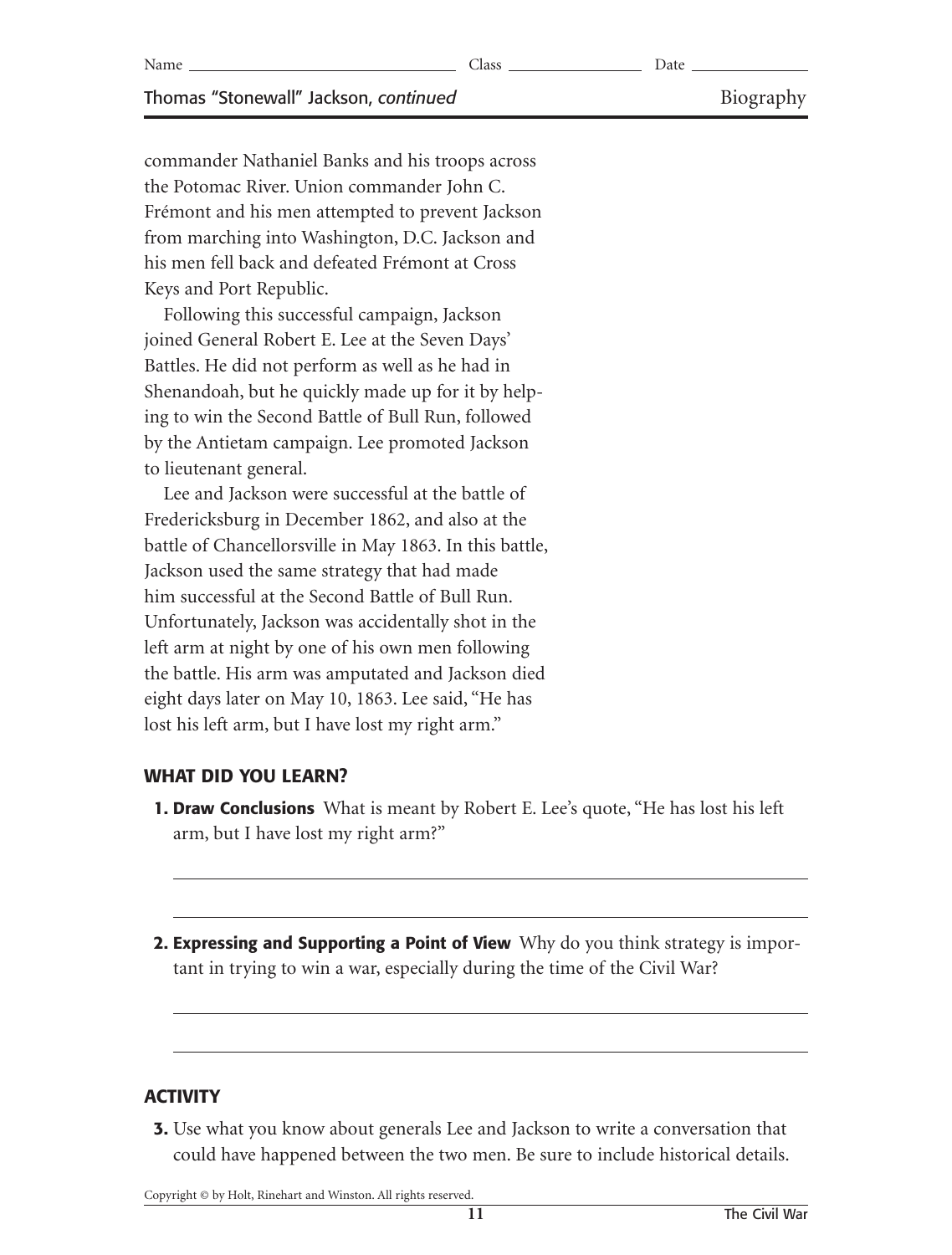commander Nathaniel Banks and his troops across the Potomac River. Union commander John C. Frémont and his men attempted to prevent Jackson from marching into Washington, D.C. Jackson and his men fell back and defeated Frémont at Cross Keys and Port Republic.

Following this successful campaign, Jackson joined General Robert E. Lee at the Seven Days' Battles. He did not perform as well as he had in Shenandoah, but he quickly made up for it by helping to win the Second Battle of Bull Run, followed by the Antietam campaign. Lee promoted Jackson to lieutenant general.

Lee and Jackson were successful at the battle of Fredericksburg in December 1862, and also at the battle of Chancellorsville in May 1863. In this battle, Jackson used the same strategy that had made him successful at the Second Battle of Bull Run. Unfortunately, Jackson was accidentally shot in the left arm at night by one of his own men following the battle. His arm was amputated and Jackson died eight days later on May 10, 1863. Lee said, "He has lost his left arm, but I have lost my right arm."

## WHAT DID YOU LEARN?

1. **Draw Conclusions** What is meant by Robert E. Lee's quote, "He has lost his left arm, but I have lost my right arm?"

2. **Expressing and Supporting a Point of View** Why do you think strategy is important in trying to win a war, especially during the time of the Civil War?

## ACTIVITY

3. Use what you know about generals Lee and Jackson to write a conversation that could have happened between the two men. Be sure to include historical details.